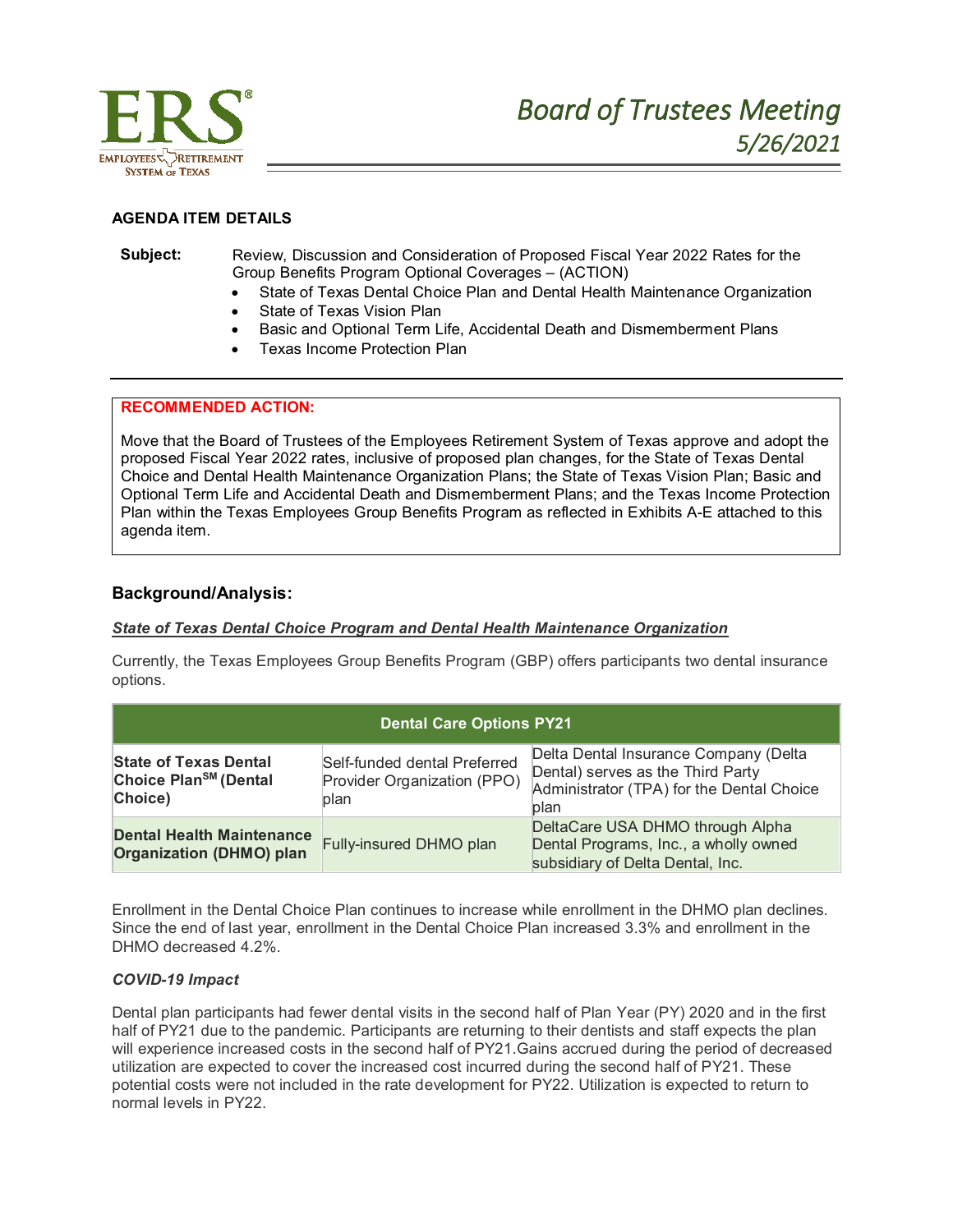# Board of Trustees Meeting
## 5/26/2021

**AGENDA ITEM DETAILS**

**Subject:** Review, Discussion and Consideration of Proposed Fiscal Year 2022 Rates for the Group Benefits Program Optional Coverages – (ACTION)

- State of Texas Dental Choice Plan and Dental Health Maintenance Organization
- State of Texas Vision Plan
- Basic and Optional Term Life, Accidental Death and Dismemberment Plans
- Texas Income Protection Plan

**RECOMMENDED ACTION:**

Move that the Board of Trustees of the Employees Retirement System of Texas approve and adopt the proposed Fiscal Year 2022 rates, inclusive of proposed plan changes, for the State of Texas Dental Choice and Dental Health Maintenance Organization Plans; the State of Texas Vision Plan; Basic and Optional Term Life and Accidental Death and Dismemberment Plans; and the Texas Income Protection Plan within the Texas Employees Group Benefits Program as reflected in Exhibits A-E attached to this agenda item.

### Background/Analysis:

***State of Texas Dental Choice Program and Dental Health Maintenance Organization***

Currently, the Texas Employees Group Benefits Program (GBP) offers participants two dental insurance options.

| Dental Care Options PY21 | | |
|---|---|---|
| **State of Texas Dental Choice Plan℠ (Dental Choice)** | Self-funded dental Preferred Provider Organization (PPO) plan | Delta Dental Insurance Company (Delta Dental) serves as the Third Party Administrator (TPA) for the Dental Choice plan |
| **Dental Health Maintenance Organization (DHMO) plan** | Fully-insured DHMO plan | DeltaCare USA DHMO through Alpha Dental Programs, Inc., a wholly owned subsidiary of Delta Dental, Inc. |

Enrollment in the Dental Choice Plan continues to increase while enrollment in the DHMO plan declines. Since the end of last year, enrollment in the Dental Choice Plan increased 3.3% and enrollment in the DHMO decreased 4.2%.

***COVID-19 Impact***

Dental plan participants had fewer dental visits in the second half of Plan Year (PY) 2020 and in the first half of PY21 due to the pandemic. Participants are returning to their dentists and staff expects the plan will experience increased costs in the second half of PY21.Gains accrued during the period of decreased utilization are expected to cover the increased cost incurred during the second half of PY21. These potential costs were not included in the rate development for PY22. Utilization is expected to return to normal levels in PY22.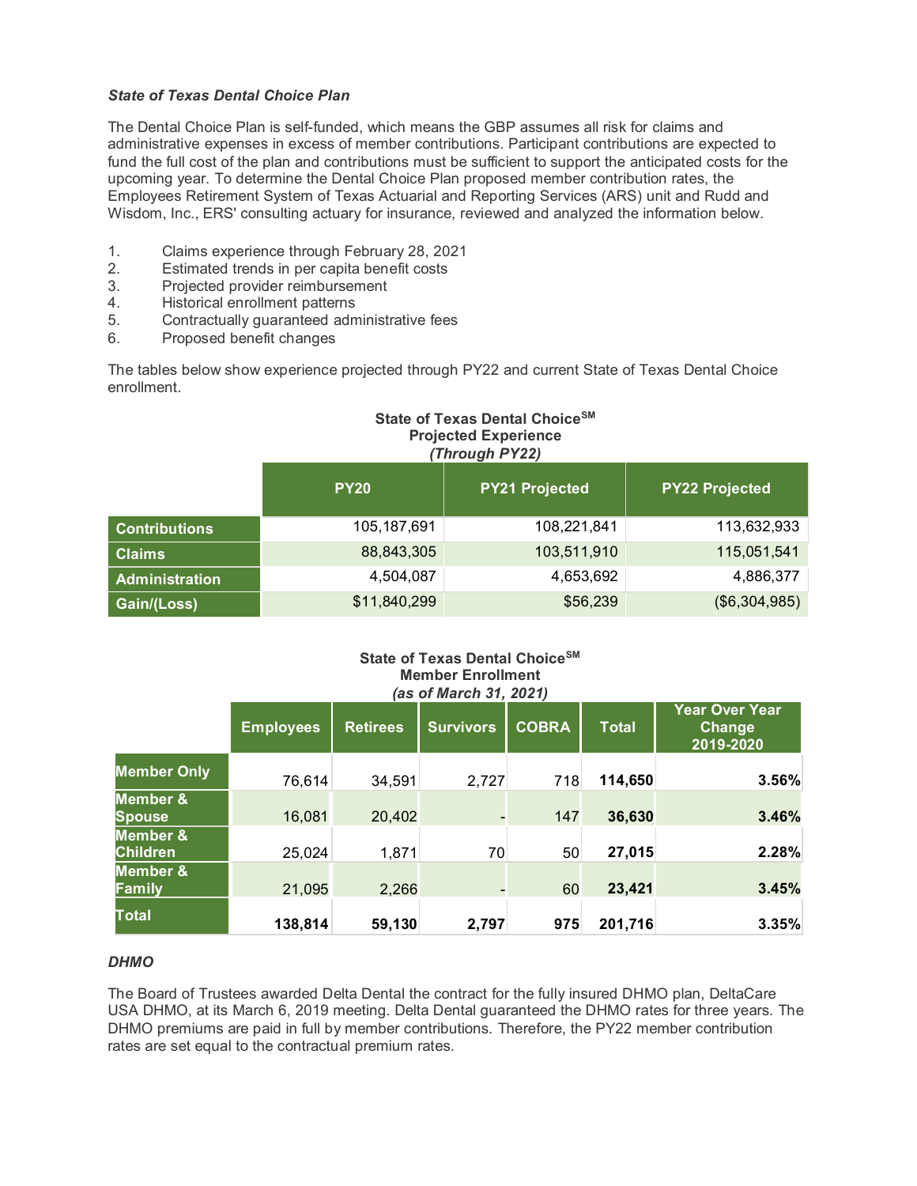### *State of Texas Dental Choice Plan*

The Dental Choice Plan is self-funded, which means the GBP assumes all risk for claims and administrative expenses in excess of member contributions. Participant contributions are expected to fund the full cost of the plan and contributions must be sufficient to support the anticipated costs for the upcoming year. To determine the Dental Choice Plan proposed member contribution rates, the Employees Retirement System of Texas Actuarial and Reporting Services (ARS) unit and Rudd and Wisdom, Inc., ERS' consulting actuary for insurance, reviewed and analyzed the information below.

1. Claims experience through February 28, 2021
2. Estimated trends in per capita benefit costs
3. Projected provider reimbursement
4. Historical enrollment patterns
5. Contractually guaranteed administrative fees
6. Proposed benefit changes

The tables below show experience projected through PY22 and current State of Texas Dental Choice enrollment.

**State of Texas Dental Choice℠**
**Projected Experience**
***(Through PY22)***

| | PY20 | PY21 Projected | PY22 Projected |
|---|---|---|---|
| **Contributions** | 105,187,691 | 108,221,841 | 113,632,933 |
| **Claims** | 88,843,305 | 103,511,910 | 115,051,541 |
| **Administration** | 4,504,087 | 4,653,692 | 4,886,377 |
| **Gain/(Loss)** | $11,840,299 | $56,239 | ($6,304,985) |

**State of Texas Dental Choice℠**
**Member Enrollment**
***(as of March 31, 2021)***

| | Employees | Retirees | Survivors | COBRA | Total | Year Over Year Change 2019-2020 |
|---|---|---|---|---|---|---|
| **Member Only** | 76,614 | 34,591 | 2,727 | 718 | **114,650** | **3.56%** |
| **Member & Spouse** | 16,081 | 20,402 | - | 147 | **36,630** | **3.46%** |
| **Member & Children** | 25,024 | 1,871 | 70 | 50 | **27,015** | **2.28%** |
| **Member & Family** | 21,095 | 2,266 | - | 60 | **23,421** | **3.45%** |
| **Total** | **138,814** | **59,130** | **2,797** | **975** | **201,716** | **3.35%** |

### *DHMO*

The Board of Trustees awarded Delta Dental the contract for the fully insured DHMO plan, DeltaCare USA DHMO, at its March 6, 2019 meeting. Delta Dental guaranteed the DHMO rates for three years. The DHMO premiums are paid in full by member contributions. Therefore, the PY22 member contribution rates are set equal to the contractual premium rates.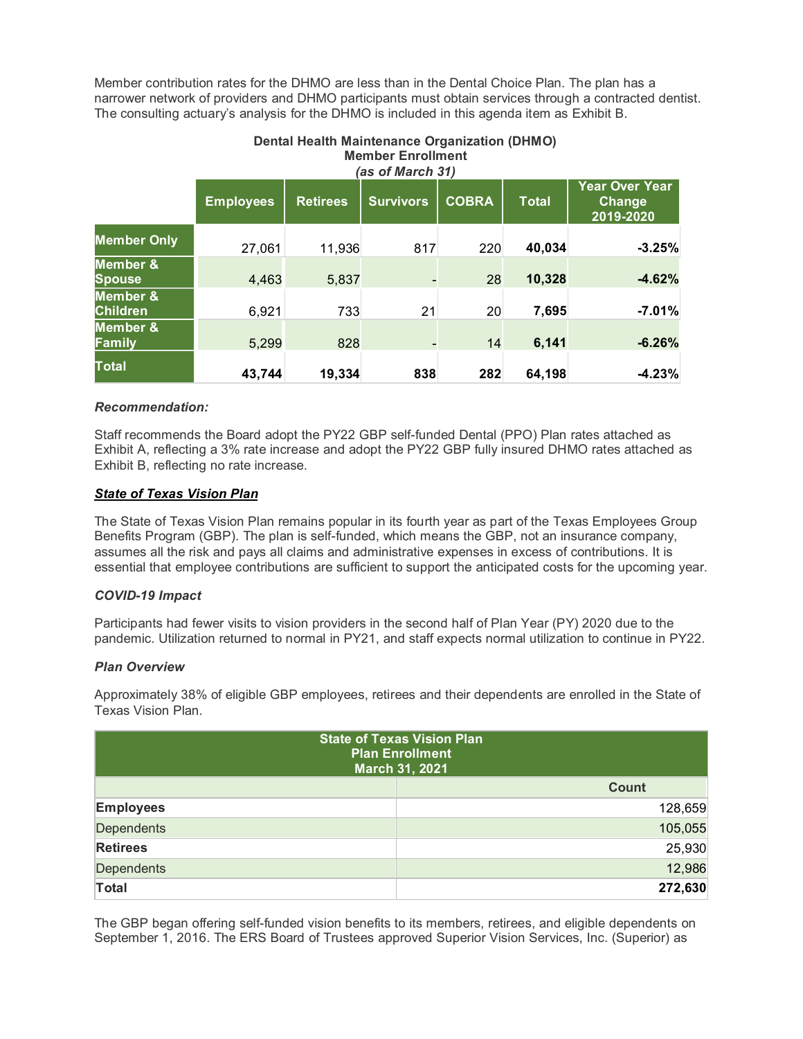Member contribution rates for the DHMO are less than in the Dental Choice Plan. The plan has a narrower network of providers and DHMO participants must obtain services through a contracted dentist. The consulting actuary's analysis for the DHMO is included in this agenda item as Exhibit B.

**Dental Health Maintenance Organization (DHMO)**
**Member Enrollment**
***(as of March 31)***

| | Employees | Retirees | Survivors | COBRA | Total | Year Over Year Change 2019-2020 |
|---|---|---|---|---|---|---|
| **Member Only** | 27,061 | 11,936 | 817 | 220 | **40,034** | **-3.25%** |
| **Member & Spouse** | 4,463 | 5,837 | - | 28 | **10,328** | **-4.62%** |
| **Member & Children** | 6,921 | 733 | 21 | 20 | **7,695** | **-7.01%** |
| **Member & Family** | 5,299 | 828 | - | 14 | **6,141** | **-6.26%** |
| **Total** | **43,744** | **19,334** | **838** | **282** | **64,198** | **-4.23%** |

***Recommendation:***

Staff recommends the Board adopt the PY22 GBP self-funded Dental (PPO) Plan rates attached as Exhibit A, reflecting a 3% rate increase and adopt the PY22 GBP fully insured DHMO rates attached as Exhibit B, reflecting no rate increase.

## ***State of Texas Vision Plan***

The State of Texas Vision Plan remains popular in its fourth year as part of the Texas Employees Group Benefits Program (GBP). The plan is self-funded, which means the GBP, not an insurance company, assumes all the risk and pays all claims and administrative expenses in excess of contributions. It is essential that employee contributions are sufficient to support the anticipated costs for the upcoming year.

***COVID-19 Impact***

Participants had fewer visits to vision providers in the second half of Plan Year (PY) 2020 due to the pandemic. Utilization returned to normal in PY21, and staff expects normal utilization to continue in PY22.

***Plan Overview***

Approximately 38% of eligible GBP employees, retirees and their dependents are enrolled in the State of Texas Vision Plan.

| State of Texas Vision Plan Plan Enrollment March 31, 2021 | |
|---|---|
| | **Count** |
| **Employees** | 128,659 |
| Dependents | 105,055 |
| **Retirees** | 25,930 |
| Dependents | 12,986 |
| **Total** | **272,630** |

The GBP began offering self-funded vision benefits to its members, retirees, and eligible dependents on September 1, 2016. The ERS Board of Trustees approved Superior Vision Services, Inc. (Superior) as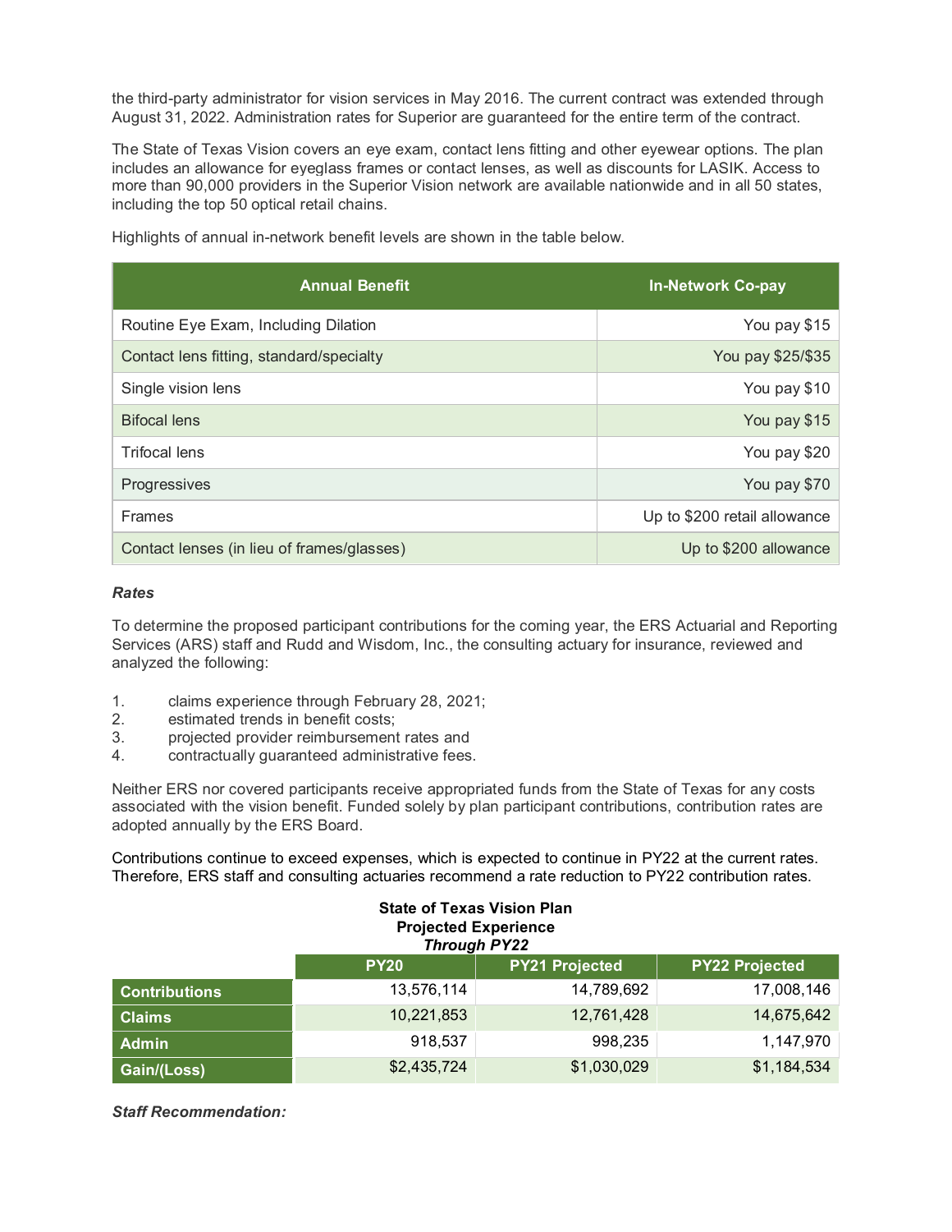the third-party administrator for vision services in May 2016. The current contract was extended through August 31, 2022. Administration rates for Superior are guaranteed for the entire term of the contract.

The State of Texas Vision covers an eye exam, contact lens fitting and other eyewear options. The plan includes an allowance for eyeglass frames or contact lenses, as well as discounts for LASIK. Access to more than 90,000 providers in the Superior Vision network are available nationwide and in all 50 states, including the top 50 optical retail chains.

Highlights of annual in-network benefit levels are shown in the table below.

| Annual Benefit | In-Network Co-pay |
| --- | --- |
| Routine Eye Exam, Including Dilation | You pay $15 |
| Contact lens fitting, standard/specialty | You pay $25/$35 |
| Single vision lens | You pay $10 |
| Bifocal lens | You pay $15 |
| Trifocal lens | You pay $20 |
| Progressives | You pay $70 |
| Frames | Up to $200 retail allowance |
| Contact lenses (in lieu of frames/glasses) | Up to $200 allowance |

***Rates***

To determine the proposed participant contributions for the coming year, the ERS Actuarial and Reporting Services (ARS) staff and Rudd and Wisdom, Inc., the consulting actuary for insurance, reviewed and analyzed the following:

1. claims experience through February 28, 2021;
2. estimated trends in benefit costs;
3. projected provider reimbursement rates and
4. contractually guaranteed administrative fees.

Neither ERS nor covered participants receive appropriated funds from the State of Texas for any costs associated with the vision benefit. Funded solely by plan participant contributions, contribution rates are adopted annually by the ERS Board.

Contributions continue to exceed expenses, which is expected to continue in PY22 at the current rates. Therefore, ERS staff and consulting actuaries recommend a rate reduction to PY22 contribution rates.

**State of Texas Vision Plan**
**Projected Experience**
***Through PY22***

| | PY20 | PY21 Projected | PY22 Projected |
| --- | --- | --- | --- |
| **Contributions** | 13,576,114 | 14,789,692 | 17,008,146 |
| **Claims** | 10,221,853 | 12,761,428 | 14,675,642 |
| **Admin** | 918,537 | 998,235 | 1,147,970 |
| **Gain/(Loss)** | $2,435,724 | $1,030,029 | $1,184,534 |

***Staff Recommendation:***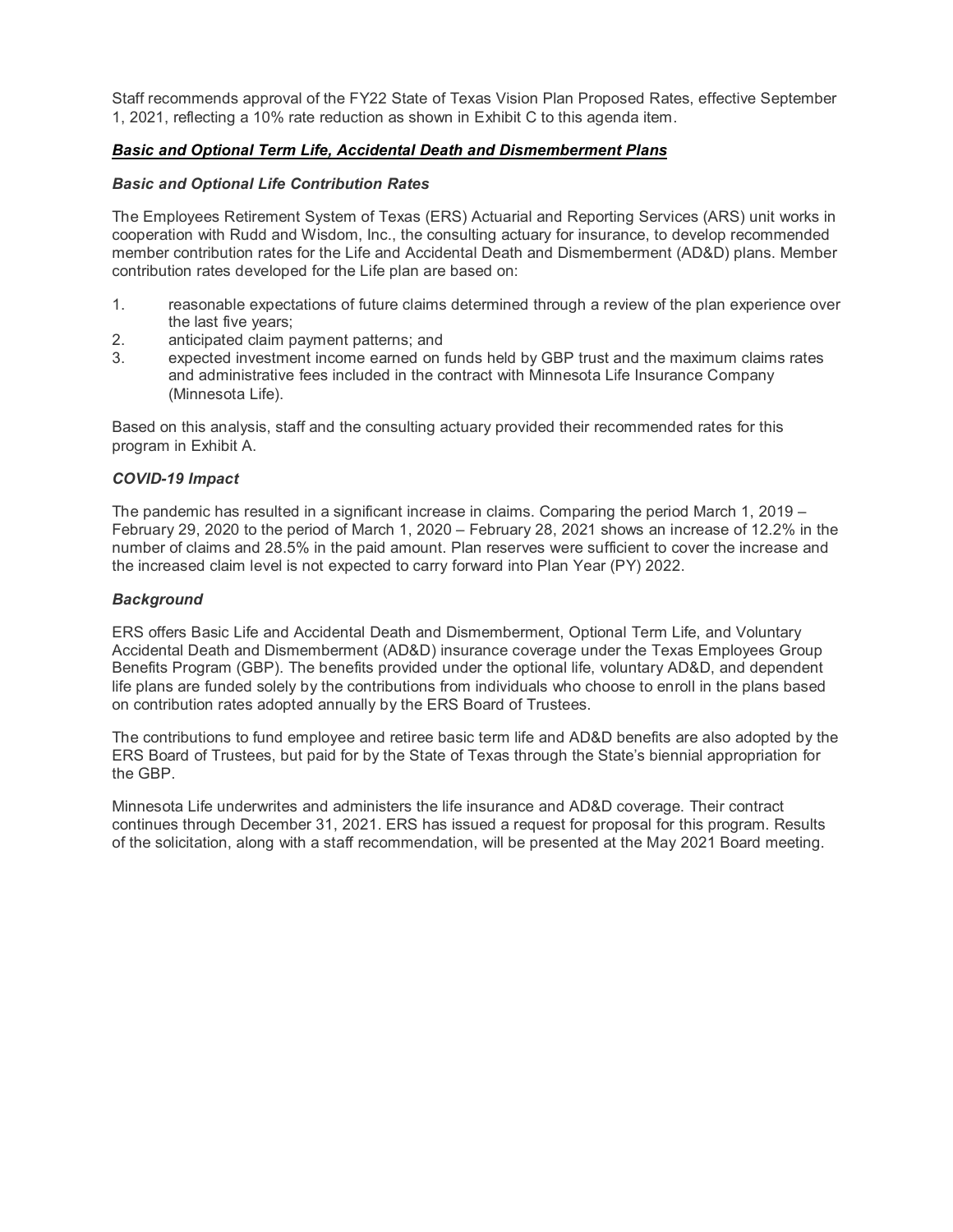Staff recommends approval of the FY22 State of Texas Vision Plan Proposed Rates, effective September 1, 2021, reflecting a 10% rate reduction as shown in Exhibit C to this agenda item.

## ***Basic and Optional Term Life, Accidental Death and Dismemberment Plans***

### *Basic and Optional Life Contribution Rates*

The Employees Retirement System of Texas (ERS) Actuarial and Reporting Services (ARS) unit works in cooperation with Rudd and Wisdom, Inc., the consulting actuary for insurance, to develop recommended member contribution rates for the Life and Accidental Death and Dismemberment (AD&D) plans. Member contribution rates developed for the Life plan are based on:

1. reasonable expectations of future claims determined through a review of the plan experience over the last five years;
2. anticipated claim payment patterns; and
3. expected investment income earned on funds held by GBP trust and the maximum claims rates and administrative fees included in the contract with Minnesota Life Insurance Company (Minnesota Life).

Based on this analysis, staff and the consulting actuary provided their recommended rates for this program in Exhibit A.

### *COVID-19 Impact*

The pandemic has resulted in a significant increase in claims. Comparing the period March 1, 2019 – February 29, 2020 to the period of March 1, 2020 – February 28, 2021 shows an increase of 12.2% in the number of claims and 28.5% in the paid amount. Plan reserves were sufficient to cover the increase and the increased claim level is not expected to carry forward into Plan Year (PY) 2022.

### *Background*

ERS offers Basic Life and Accidental Death and Dismemberment, Optional Term Life, and Voluntary Accidental Death and Dismemberment (AD&D) insurance coverage under the Texas Employees Group Benefits Program (GBP). The benefits provided under the optional life, voluntary AD&D, and dependent life plans are funded solely by the contributions from individuals who choose to enroll in the plans based on contribution rates adopted annually by the ERS Board of Trustees.

The contributions to fund employee and retiree basic term life and AD&D benefits are also adopted by the ERS Board of Trustees, but paid for by the State of Texas through the State's biennial appropriation for the GBP.

Minnesota Life underwrites and administers the life insurance and AD&D coverage. Their contract continues through December 31, 2021. ERS has issued a request for proposal for this program. Results of the solicitation, along with a staff recommendation, will be presented at the May 2021 Board meeting.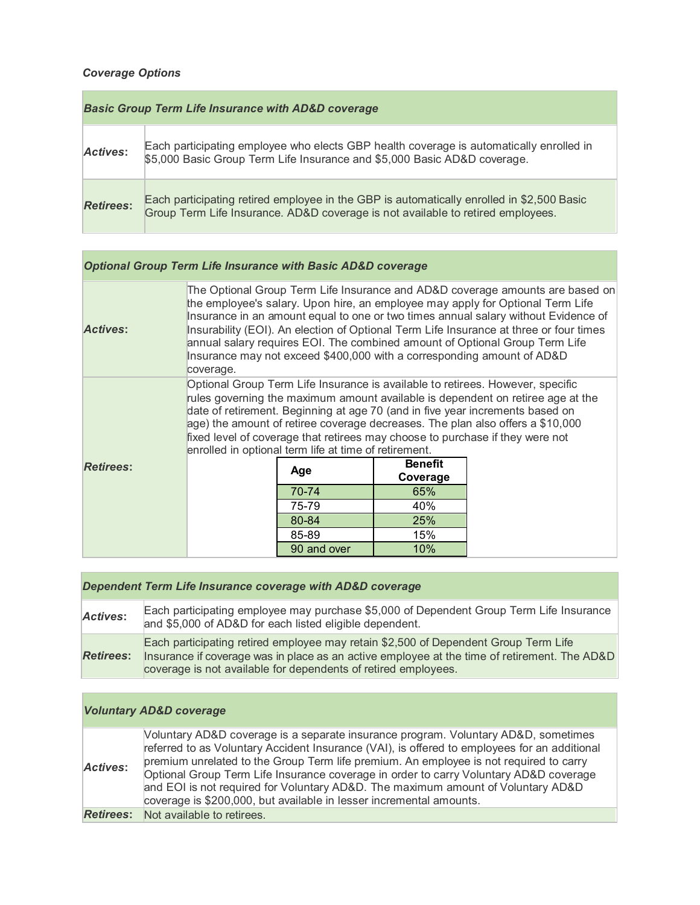***Coverage Options***

| ***Basic Group Term Life Insurance with AD&D coverage*** | |
|---|---|
| ***Actives*:** | Each participating employee who elects GBP health coverage is automatically enrolled in $5,000 Basic Group Term Life Insurance and $5,000 Basic AD&D coverage. |
| ***Retirees*:** | Each participating retired employee in the GBP is automatically enrolled in $2,500 Basic Group Term Life Insurance. AD&D coverage is not available to retired employees. |

| ***Optional Group Term Life Insurance with Basic AD&D coverage*** | |
|---|---|
| ***Actives*:** | The Optional Group Term Life Insurance and AD&D coverage amounts are based on the employee's salary. Upon hire, an employee may apply for Optional Term Life Insurance in an amount equal to one or two times annual salary without Evidence of Insurability (EOI). An election of Optional Term Life Insurance at three or four times annual salary requires EOI. The combined amount of Optional Group Term Life Insurance may not exceed $400,000 with a corresponding amount of AD&D coverage. |
| ***Retirees*:** | Optional Group Term Life Insurance is available to retirees. However, specific rules governing the maximum amount available is dependent on retiree age at the date of retirement. Beginning at age 70 (and in five year increments based on age) the amount of retiree coverage decreases. The plan also offers a $10,000 fixed level of coverage that retirees may choose to purchase if they were not enrolled in optional term life at time of retirement. |

| **Age** | **Benefit Coverage** |
|---|---|
| 70-74 | 65% |
| 75-79 | 40% |
| 80-84 | 25% |
| 85-89 | 15% |
| 90 and over | 10% |

| ***Dependent Term Life Insurance coverage with AD&D coverage*** | |
|---|---|
| ***Actives*:** | Each participating employee may purchase $5,000 of Dependent Group Term Life Insurance and $5,000 of AD&D for each listed eligible dependent. |
| ***Retirees*:** | Each participating retired employee may retain $2,500 of Dependent Group Term Life Insurance if coverage was in place as an active employee at the time of retirement. The AD&D coverage is not available for dependents of retired employees. |

| ***Voluntary AD&D coverage*** | |
|---|---|
| ***Actives*:** | Voluntary AD&D coverage is a separate insurance program. Voluntary AD&D, sometimes referred to as Voluntary Accident Insurance (VAI), is offered to employees for an additional premium unrelated to the Group Term life premium. An employee is not required to carry Optional Group Term Life Insurance coverage in order to carry Voluntary AD&D coverage and EOI is not required for Voluntary AD&D. The maximum amount of Voluntary AD&D coverage is $200,000, but available in lesser incremental amounts. |
| ***Retirees*:** | Not available to retirees. |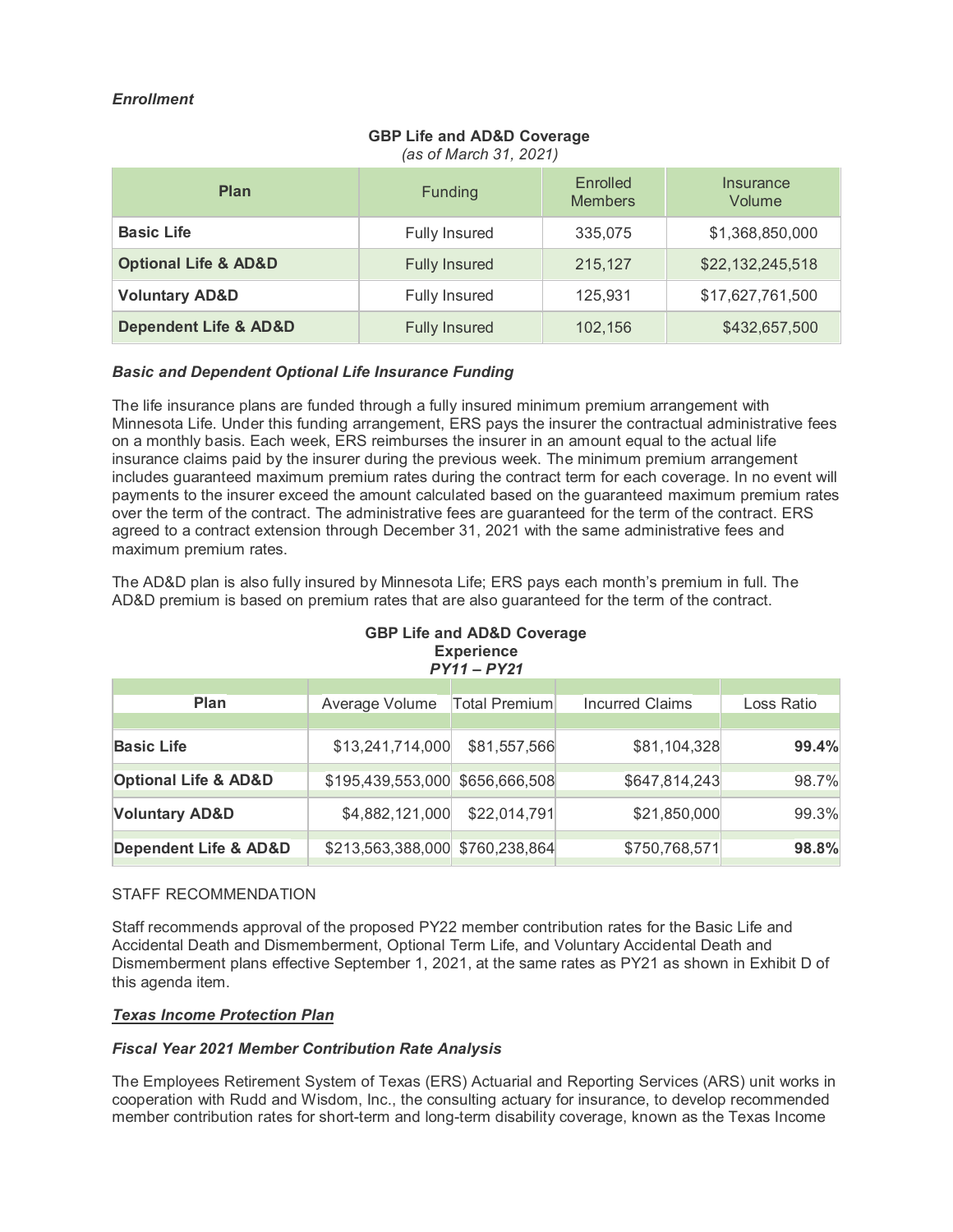*Enrollment*

**GBP Life and AD&D Coverage**
*(as of March 31, 2021)*

| Plan | Funding | Enrolled Members | Insurance Volume |
|---|---|---|---|
| **Basic Life** | Fully Insured | 335,075 | $1,368,850,000 |
| **Optional Life & AD&D** | Fully Insured | 215,127 | $22,132,245,518 |
| **Voluntary AD&D** | Fully Insured | 125,931 | $17,627,761,500 |
| **Dependent Life & AD&D** | Fully Insured | 102,156 | $432,657,500 |

***Basic and Dependent Optional Life Insurance Funding***

The life insurance plans are funded through a fully insured minimum premium arrangement with Minnesota Life. Under this funding arrangement, ERS pays the insurer the contractual administrative fees on a monthly basis. Each week, ERS reimburses the insurer in an amount equal to the actual life insurance claims paid by the insurer during the previous week. The minimum premium arrangement includes guaranteed maximum premium rates during the contract term for each coverage. In no event will payments to the insurer exceed the amount calculated based on the guaranteed maximum premium rates over the term of the contract. The administrative fees are guaranteed for the term of the contract. ERS agreed to a contract extension through December 31, 2021 with the same administrative fees and maximum premium rates.

The AD&D plan is also fully insured by Minnesota Life; ERS pays each month's premium in full. The AD&D premium is based on premium rates that are also guaranteed for the term of the contract.

**GBP Life and AD&D Coverage**
**Experience**
***PY11 – PY21***

| Plan | Average Volume | Total Premium | Incurred Claims | Loss Ratio |
|---|---|---|---|---|
| **Basic Life** | $13,241,714,000 | $81,557,566 | $81,104,328 | **99.4%** |
| **Optional Life & AD&D** | $195,439,553,000 | $656,666,508 | $647,814,243 | 98.7% |
| **Voluntary AD&D** | $4,882,121,000 | $22,014,791 | $21,850,000 | 99.3% |
| **Dependent Life & AD&D** | $213,563,388,000 | $760,238,864 | $750,768,571 | **98.8%** |

STAFF RECOMMENDATION

Staff recommends approval of the proposed PY22 member contribution rates for the Basic Life and Accidental Death and Dismemberment, Optional Term Life, and Voluntary Accidental Death and Dismemberment plans effective September 1, 2021, at the same rates as PY21 as shown in Exhibit D of this agenda item.

***<u>Texas Income Protection Plan</u>***

***Fiscal Year 2021 Member Contribution Rate Analysis***

The Employees Retirement System of Texas (ERS) Actuarial and Reporting Services (ARS) unit works in cooperation with Rudd and Wisdom, Inc., the consulting actuary for insurance, to develop recommended member contribution rates for short-term and long-term disability coverage, known as the Texas Income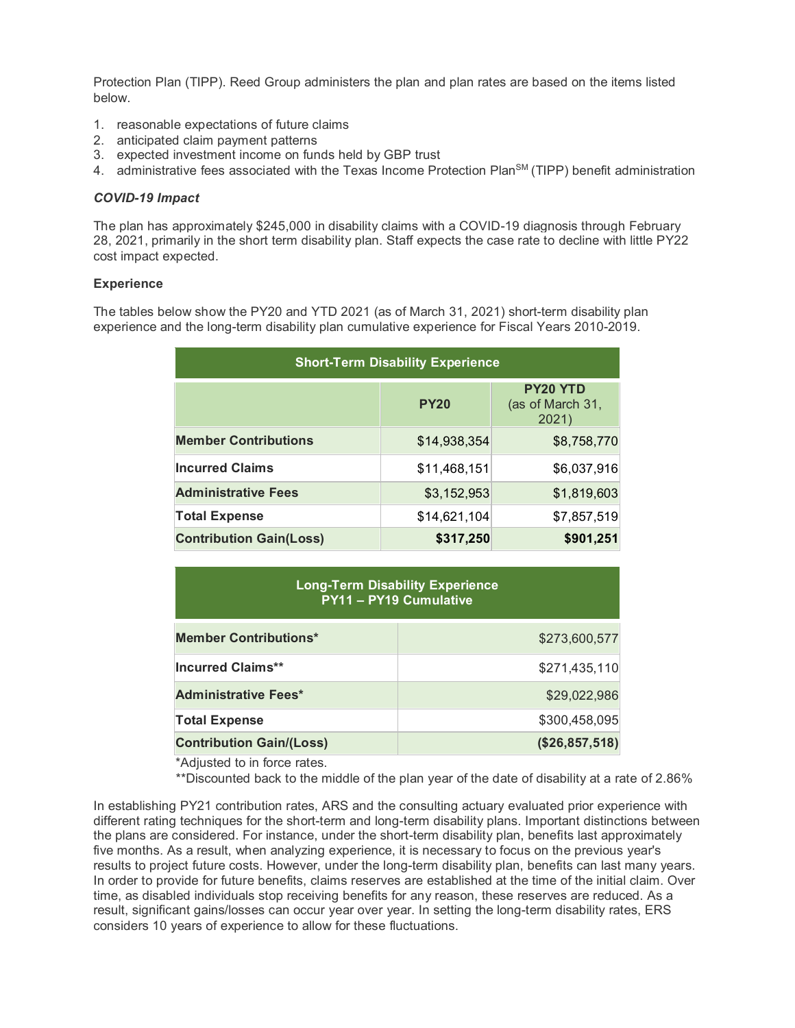Protection Plan (TIPP). Reed Group administers the plan and plan rates are based on the items listed below.

1. reasonable expectations of future claims
2. anticipated claim payment patterns
3. expected investment income on funds held by GBP trust
4. administrative fees associated with the Texas Income Protection Plan[SM] (TIPP) benefit administration

***COVID-19 Impact***

The plan has approximately $245,000 in disability claims with a COVID-19 diagnosis through February 28, 2021, primarily in the short term disability plan. Staff expects the case rate to decline with little PY22 cost impact expected.

**Experience**

The tables below show the PY20 and YTD 2021 (as of March 31, 2021) short-term disability plan experience and the long-term disability plan cumulative experience for Fiscal Years 2010-2019.

| Short-Term Disability Experience | | |
|---|---|---|
| | **PY20** | **PY20 YTD** (as of March 31, 2021) |
| **Member Contributions** | $14,938,354 | $8,758,770 |
| **Incurred Claims** | $11,468,151 | $6,037,916 |
| **Administrative Fees** | $3,152,953 | $1,819,603 |
| **Total Expense** | $14,621,104 | $7,857,519 |
| **Contribution Gain(Loss)** | **$317,250** | **$901,251** |

| Long-Term Disability Experience PY11 – PY19 Cumulative | |
|---|---|
| **Member Contributions*** | $273,600,577 |
| **Incurred Claims**** | $271,435,110 |
| **Administrative Fees*** | $29,022,986 |
| **Total Expense** | $300,458,095 |
| **Contribution Gain/(Loss)** | **($26,857,518)** |

*Adjusted to in force rates.

**Discounted back to the middle of the plan year of the date of disability at a rate of 2.86%

In establishing PY21 contribution rates, ARS and the consulting actuary evaluated prior experience with different rating techniques for the short-term and long-term disability plans. Important distinctions between the plans are considered. For instance, under the short-term disability plan, benefits last approximately five months. As a result, when analyzing experience, it is necessary to focus on the previous year's results to project future costs. However, under the long-term disability plan, benefits can last many years. In order to provide for future benefits, claims reserves are established at the time of the initial claim. Over time, as disabled individuals stop receiving benefits for any reason, these reserves are reduced. As a result, significant gains/losses can occur year over year. In setting the long-term disability rates, ERS considers 10 years of experience to allow for these fluctuations.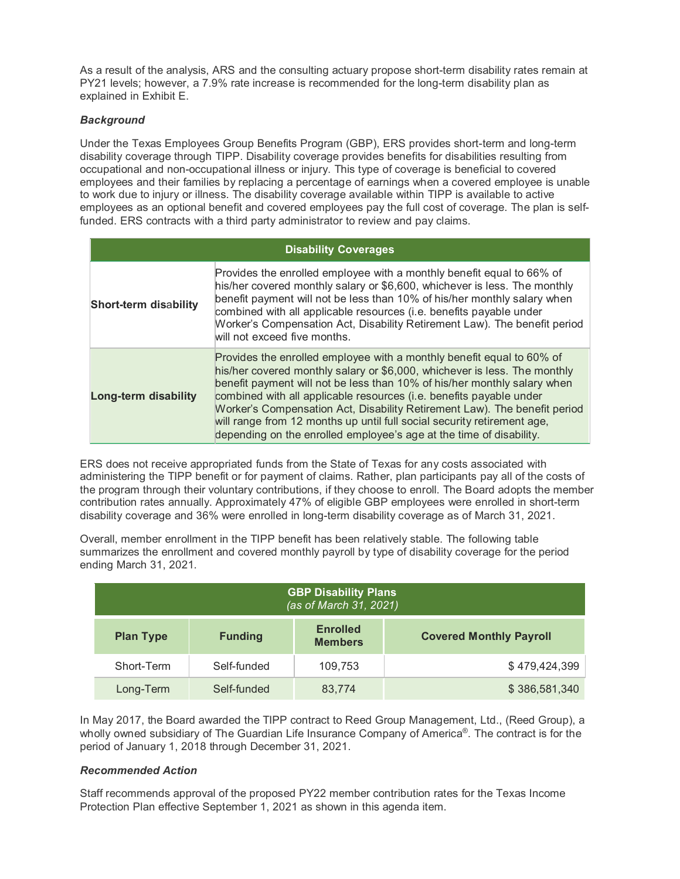As a result of the analysis, ARS and the consulting actuary propose short-term disability rates remain at PY21 levels; however, a 7.9% rate increase is recommended for the long-term disability plan as explained in Exhibit E.

***Background***

Under the Texas Employees Group Benefits Program (GBP), ERS provides short-term and long-term disability coverage through TIPP. Disability coverage provides benefits for disabilities resulting from occupational and non-occupational illness or injury. This type of coverage is beneficial to covered employees and their families by replacing a percentage of earnings when a covered employee is unable to work due to injury or illness. The disability coverage available within TIPP is available to active employees as an optional benefit and covered employees pay the full cost of coverage. The plan is self-funded. ERS contracts with a third party administrator to review and pay claims.

| Disability Coverages | |
|---|---|
| **Short-term disability** | Provides the enrolled employee with a monthly benefit equal to 66% of his/her covered monthly salary or $6,600, whichever is less. The monthly benefit payment will not be less than 10% of his/her monthly salary when combined with all applicable resources (i.e. benefits payable under Worker's Compensation Act, Disability Retirement Law). The benefit period will not exceed five months. |
| **Long-term disability** | Provides the enrolled employee with a monthly benefit equal to 60% of his/her covered monthly salary or $6,000, whichever is less. The monthly benefit payment will not be less than 10% of his/her monthly salary when combined with all applicable resources (i.e. benefits payable under Worker's Compensation Act, Disability Retirement Law). The benefit period will range from 12 months up until full social security retirement age, depending on the enrolled employee's age at the time of disability. |

ERS does not receive appropriated funds from the State of Texas for any costs associated with administering the TIPP benefit or for payment of claims. Rather, plan participants pay all of the costs of the program through their voluntary contributions, if they choose to enroll. The Board adopts the member contribution rates annually. Approximately 47% of eligible GBP employees were enrolled in short-term disability coverage and 36% were enrolled in long-term disability coverage as of March 31, 2021.

Overall, member enrollment in the TIPP benefit has been relatively stable. The following table summarizes the enrollment and covered monthly payroll by type of disability coverage for the period ending March 31, 2021.

| GBP Disability Plans *(as of March 31, 2021)* | | | |
|---|---|---|---|
| **Plan Type** | **Funding** | **Enrolled Members** | **Covered Monthly Payroll** |
| Short-Term | Self-funded | 109,753 | $ 479,424,399 |
| Long-Term | Self-funded | 83,774 | $ 386,581,340 |

In May 2017, the Board awarded the TIPP contract to Reed Group Management, Ltd., (Reed Group), a wholly owned subsidiary of The Guardian Life Insurance Company of America®. The contract is for the period of January 1, 2018 through December 31, 2021.

***Recommended Action***

Staff recommends approval of the proposed PY22 member contribution rates for the Texas Income Protection Plan effective September 1, 2021 as shown in this agenda item.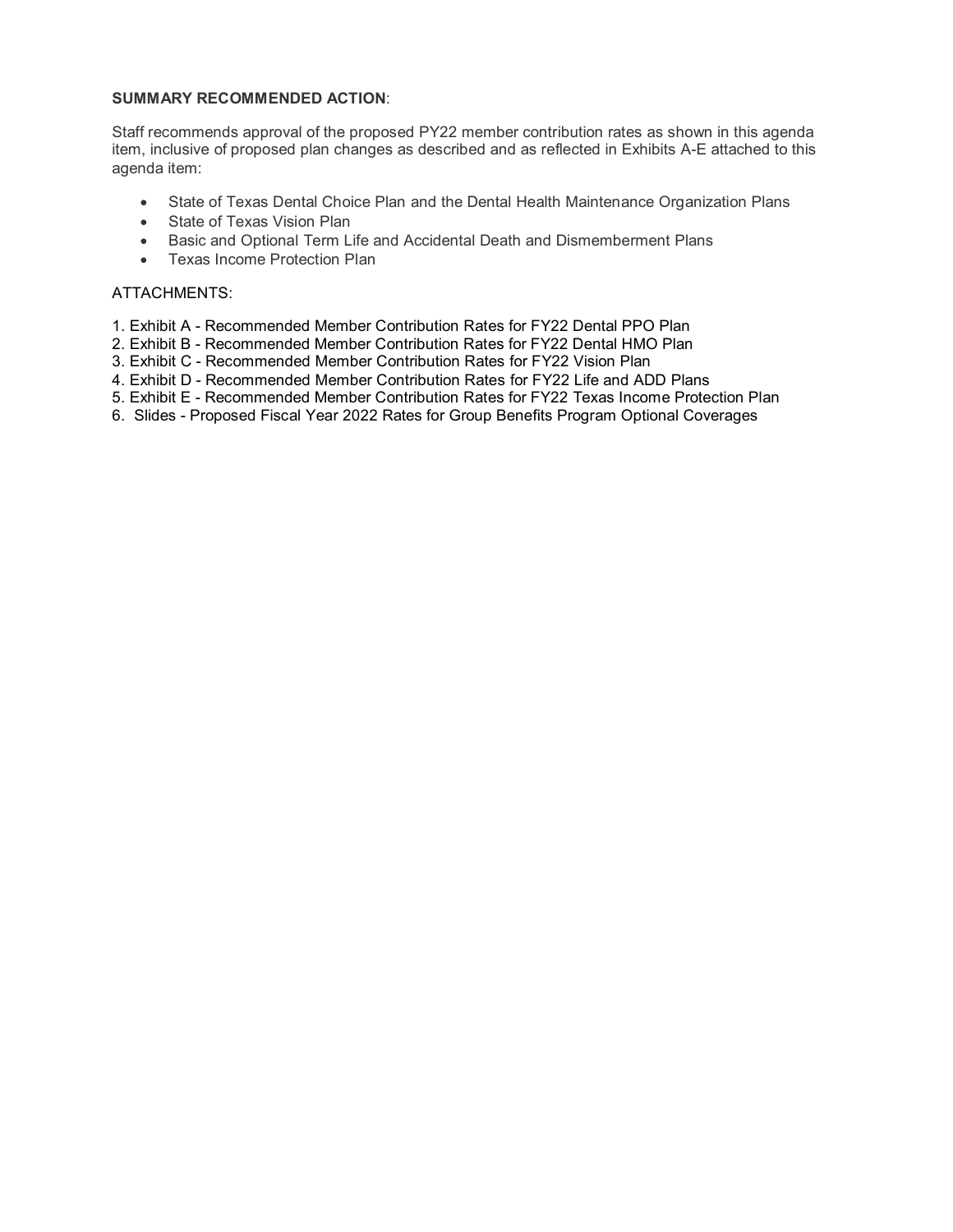**SUMMARY RECOMMENDED ACTION**:

Staff recommends approval of the proposed PY22 member contribution rates as shown in this agenda item, inclusive of proposed plan changes as described and as reflected in Exhibits A-E attached to this agenda item:

- State of Texas Dental Choice Plan and the Dental Health Maintenance Organization Plans
- State of Texas Vision Plan
- Basic and Optional Term Life and Accidental Death and Dismemberment Plans
- Texas Income Protection Plan

ATTACHMENTS:

1. Exhibit A - Recommended Member Contribution Rates for FY22 Dental PPO Plan
2. Exhibit B - Recommended Member Contribution Rates for FY22 Dental HMO Plan
3. Exhibit C - Recommended Member Contribution Rates for FY22 Vision Plan
4. Exhibit D - Recommended Member Contribution Rates for FY22 Life and ADD Plans
5. Exhibit E - Recommended Member Contribution Rates for FY22 Texas Income Protection Plan
6. Slides - Proposed Fiscal Year 2022 Rates for Group Benefits Program Optional Coverages